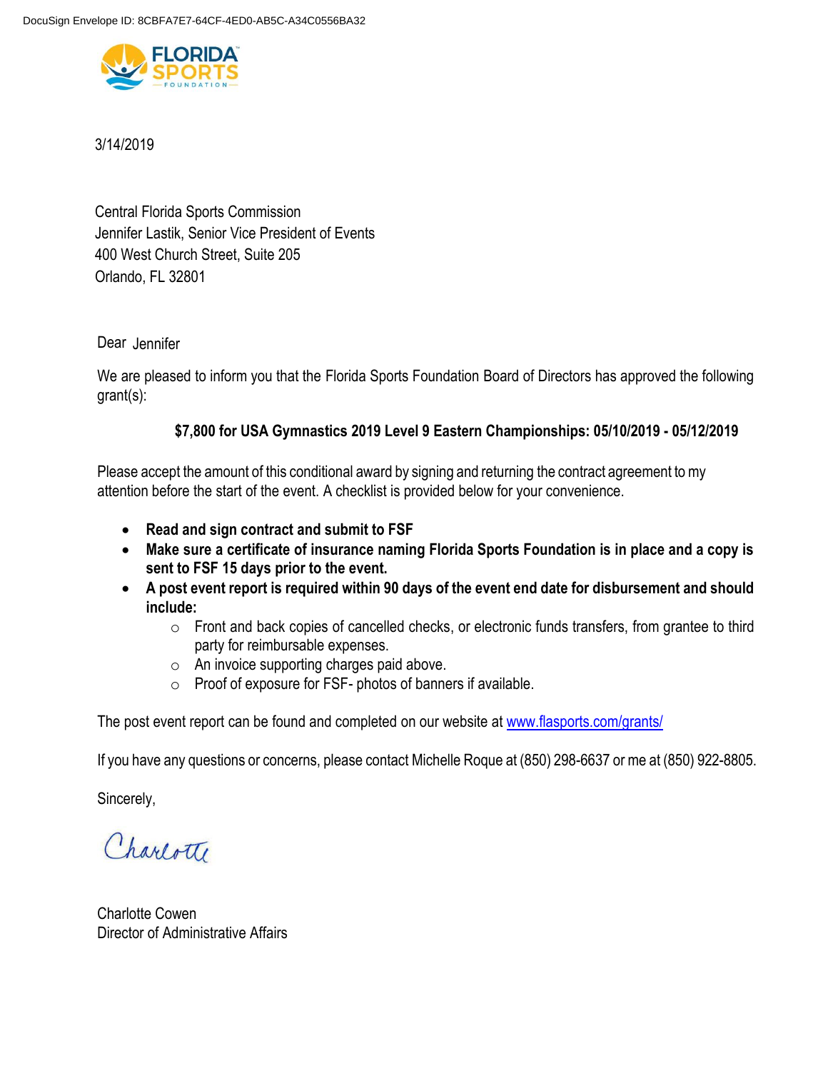DocuSign Envelope ID: 8CBFA7E7-64CF-4ED0-AB5C-A34C0556BA32

FLORIDA SPORTS FOUNDATION

3/14/2019

Central Florida Sports Commission
Jennifer Lastik, Senior Vice President of Events
400 West Church Street, Suite 205
Orlando, FL 32801

Dear Jennifer

We are pleased to inform you that the Florida Sports Foundation Board of Directors has approved the following grant(s):

**$7,800 for USA Gymnastics 2019 Level 9 Eastern Championships: 05/10/2019 - 05/12/2019**

Please accept the amount of this conditional award by signing and returning the contract agreement to my attention before the start of the event. A checklist is provided below for your convenience.

- **Read and sign contract and submit to FSF**
- **Make sure a certificate of insurance naming Florida Sports Foundation is in place and a copy is sent to FSF 15 days prior to the event.**
- **A post event report is required within 90 days of the event end date for disbursement and should include:**
  - Front and back copies of cancelled checks, or electronic funds transfers, from grantee to third party for reimbursable expenses.
  - An invoice supporting charges paid above.
  - Proof of exposure for FSF- photos of banners if available.

The post event report can be found and completed on our website at www.flasports.com/grants/

If you have any questions or concerns, please contact Michelle Roque at (850) 298-6637 or me at (850) 922-8805.

Sincerely,

Charlotte

Charlotte Cowen
Director of Administrative Affairs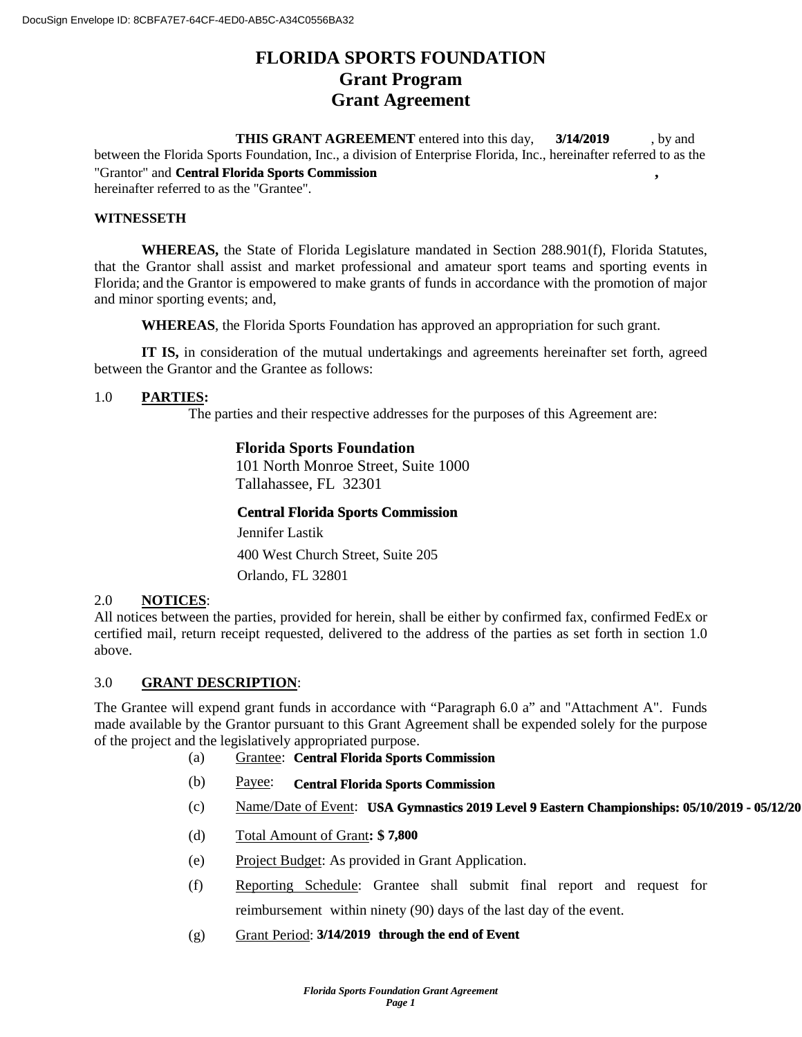DocuSign Envelope ID: 8CBFA7E7-64CF-4ED0-AB5C-A34C0556BA32

# FLORIDA SPORTS FOUNDATION
## Grant Program
## Grant Agreement

**THIS GRANT AGREEMENT** entered into this day, **3/14/2019** , by and between the Florida Sports Foundation, Inc., a division of Enterprise Florida, Inc., hereinafter referred to as the "Grantor" and **Central Florida Sports Commission** **,** hereinafter referred to as the "Grantee".

**WITNESSETH**

**WHEREAS,** the State of Florida Legislature mandated in Section 288.901(f), Florida Statutes, that the Grantor shall assist and market professional and amateur sport teams and sporting events in Florida; and the Grantor is empowered to make grants of funds in accordance with the promotion of major and minor sporting events; and,

**WHEREAS**, the Florida Sports Foundation has approved an appropriation for such grant.

**IT IS,** in consideration of the mutual undertakings and agreements hereinafter set forth, agreed between the Grantor and the Grantee as follows:

1.0 **PARTIES:**

The parties and their respective addresses for the purposes of this Agreement are:

**Florida Sports Foundation**
101 North Monroe Street, Suite 1000
Tallahassee, FL 32301

**Central Florida Sports Commission**
Jennifer Lastik
400 West Church Street, Suite 205
Orlando, FL 32801

2.0 **NOTICES**:

All notices between the parties, provided for herein, shall be either by confirmed fax, confirmed FedEx or certified mail, return receipt requested, delivered to the address of the parties as set forth in section 1.0 above.

3.0 **GRANT DESCRIPTION**:

The Grantee will expend grant funds in accordance with "Paragraph 6.0 a" and "Attachment A". Funds made available by the Grantor pursuant to this Grant Agreement shall be expended solely for the purpose of the project and the legislatively appropriated purpose.

(a) Grantee: **Central Florida Sports Commission**

(b) Payee: **Central Florida Sports Commission**

(c) Name/Date of Event: **USA Gymnastics 2019 Level 9 Eastern Championships: 05/10/2019 - 05/12/20**

(d) Total Amount of Grant**: $ 7,800**

(e) Project Budget: As provided in Grant Application.

(f) Reporting Schedule: Grantee shall submit final report and request for reimbursement within ninety (90) days of the last day of the event.

(g) Grant Period: **3/14/2019 through the end of Event**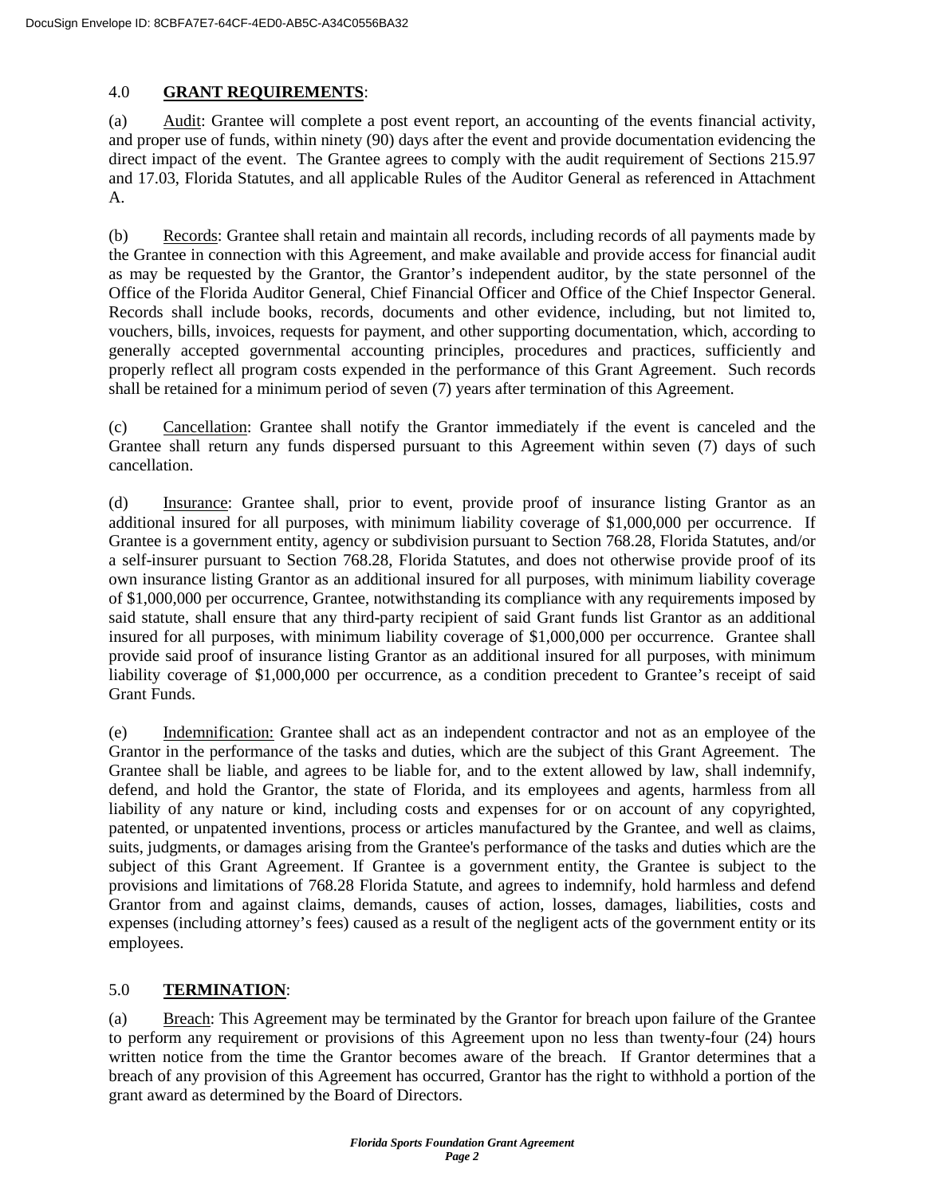## 4.0 **GRANT REQUIREMENTS**:

(a) Audit: Grantee will complete a post event report, an accounting of the events financial activity, and proper use of funds, within ninety (90) days after the event and provide documentation evidencing the direct impact of the event. The Grantee agrees to comply with the audit requirement of Sections 215.97 and 17.03, Florida Statutes, and all applicable Rules of the Auditor General as referenced in Attachment A.

(b) Records: Grantee shall retain and maintain all records, including records of all payments made by the Grantee in connection with this Agreement, and make available and provide access for financial audit as may be requested by the Grantor, the Grantor's independent auditor, by the state personnel of the Office of the Florida Auditor General, Chief Financial Officer and Office of the Chief Inspector General. Records shall include books, records, documents and other evidence, including, but not limited to, vouchers, bills, invoices, requests for payment, and other supporting documentation, which, according to generally accepted governmental accounting principles, procedures and practices, sufficiently and properly reflect all program costs expended in the performance of this Grant Agreement. Such records shall be retained for a minimum period of seven (7) years after termination of this Agreement.

(c) Cancellation: Grantee shall notify the Grantor immediately if the event is canceled and the Grantee shall return any funds dispersed pursuant to this Agreement within seven (7) days of such cancellation.

(d) Insurance: Grantee shall, prior to event, provide proof of insurance listing Grantor as an additional insured for all purposes, with minimum liability coverage of $1,000,000 per occurrence. If Grantee is a government entity, agency or subdivision pursuant to Section 768.28, Florida Statutes, and/or a self-insurer pursuant to Section 768.28, Florida Statutes, and does not otherwise provide proof of its own insurance listing Grantor as an additional insured for all purposes, with minimum liability coverage of $1,000,000 per occurrence, Grantee, notwithstanding its compliance with any requirements imposed by said statute, shall ensure that any third-party recipient of said Grant funds list Grantor as an additional insured for all purposes, with minimum liability coverage of $1,000,000 per occurrence. Grantee shall provide said proof of insurance listing Grantor as an additional insured for all purposes, with minimum liability coverage of $1,000,000 per occurrence, as a condition precedent to Grantee's receipt of said Grant Funds.

(e) Indemnification: Grantee shall act as an independent contractor and not as an employee of the Grantor in the performance of the tasks and duties, which are the subject of this Grant Agreement. The Grantee shall be liable, and agrees to be liable for, and to the extent allowed by law, shall indemnify, defend, and hold the Grantor, the state of Florida, and its employees and agents, harmless from all liability of any nature or kind, including costs and expenses for or on account of any copyrighted, patented, or unpatented inventions, process or articles manufactured by the Grantee, and well as claims, suits, judgments, or damages arising from the Grantee's performance of the tasks and duties which are the subject of this Grant Agreement. If Grantee is a government entity, the Grantee is subject to the provisions and limitations of 768.28 Florida Statute, and agrees to indemnify, hold harmless and defend Grantor from and against claims, demands, causes of action, losses, damages, liabilities, costs and expenses (including attorney's fees) caused as a result of the negligent acts of the government entity or its employees.

## 5.0 **TERMINATION**:

(a) Breach: This Agreement may be terminated by the Grantor for breach upon failure of the Grantee to perform any requirement or provisions of this Agreement upon no less than twenty-four (24) hours written notice from the time the Grantor becomes aware of the breach. If Grantor determines that a breach of any provision of this Agreement has occurred, Grantor has the right to withhold a portion of the grant award as determined by the Board of Directors.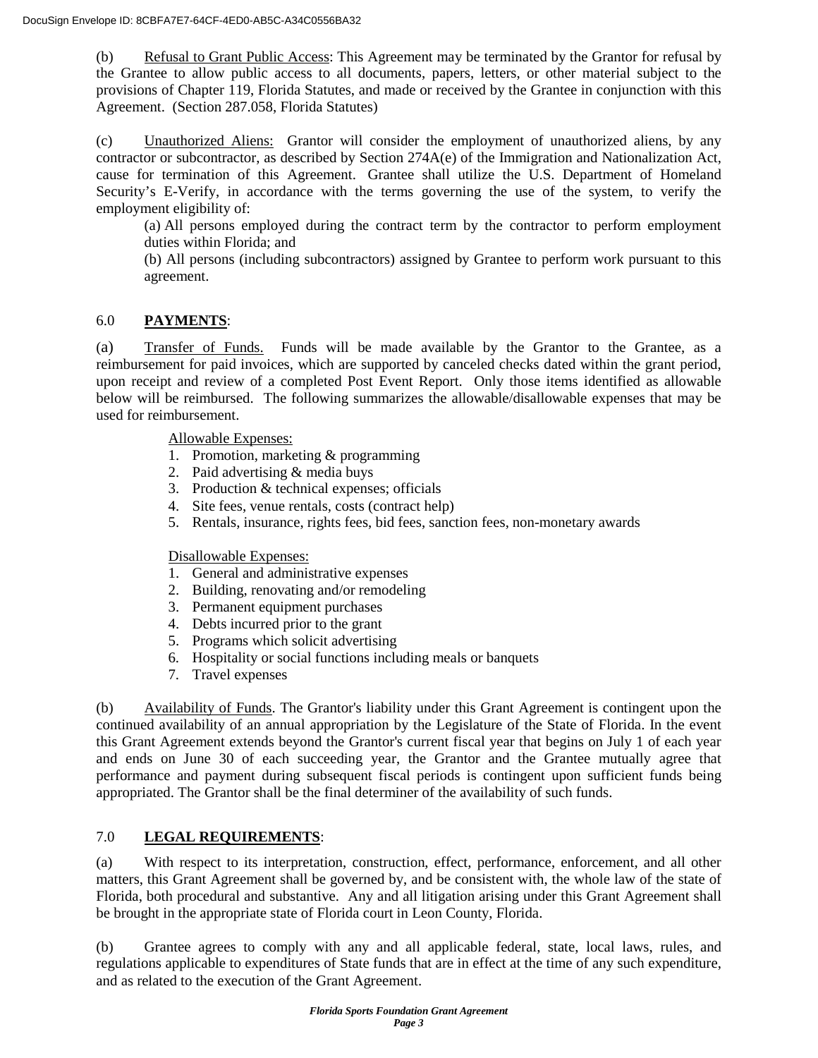(b) Refusal to Grant Public Access: This Agreement may be terminated by the Grantor for refusal by the Grantee to allow public access to all documents, papers, letters, or other material subject to the provisions of Chapter 119, Florida Statutes, and made or received by the Grantee in conjunction with this Agreement. (Section 287.058, Florida Statutes)

(c) Unauthorized Aliens: Grantor will consider the employment of unauthorized aliens, by any contractor or subcontractor, as described by Section 274A(e) of the Immigration and Nationalization Act, cause for termination of this Agreement. Grantee shall utilize the U.S. Department of Homeland Security's E-Verify, in accordance with the terms governing the use of the system, to verify the employment eligibility of:

(a) All persons employed during the contract term by the contractor to perform employment duties within Florida; and

(b) All persons (including subcontractors) assigned by Grantee to perform work pursuant to this agreement.

## 6.0 **PAYMENTS**:

(a) Transfer of Funds. Funds will be made available by the Grantor to the Grantee, as a reimbursement for paid invoices, which are supported by canceled checks dated within the grant period, upon receipt and review of a completed Post Event Report. Only those items identified as allowable below will be reimbursed. The following summarizes the allowable/disallowable expenses that may be used for reimbursement.

Allowable Expenses:

1. Promotion, marketing & programming
2. Paid advertising & media buys
3. Production & technical expenses; officials
4. Site fees, venue rentals, costs (contract help)
5. Rentals, insurance, rights fees, bid fees, sanction fees, non-monetary awards

Disallowable Expenses:

1. General and administrative expenses
2. Building, renovating and/or remodeling
3. Permanent equipment purchases
4. Debts incurred prior to the grant
5. Programs which solicit advertising
6. Hospitality or social functions including meals or banquets
7. Travel expenses

(b) Availability of Funds. The Grantor's liability under this Grant Agreement is contingent upon the continued availability of an annual appropriation by the Legislature of the State of Florida. In the event this Grant Agreement extends beyond the Grantor's current fiscal year that begins on July 1 of each year and ends on June 30 of each succeeding year, the Grantor and the Grantee mutually agree that performance and payment during subsequent fiscal periods is contingent upon sufficient funds being appropriated. The Grantor shall be the final determiner of the availability of such funds.

## 7.0 **LEGAL REQUIREMENTS**:

(a) With respect to its interpretation, construction, effect, performance, enforcement, and all other matters, this Grant Agreement shall be governed by, and be consistent with, the whole law of the state of Florida, both procedural and substantive. Any and all litigation arising under this Grant Agreement shall be brought in the appropriate state of Florida court in Leon County, Florida.

(b) Grantee agrees to comply with any and all applicable federal, state, local laws, rules, and regulations applicable to expenditures of State funds that are in effect at the time of any such expenditure, and as related to the execution of the Grant Agreement.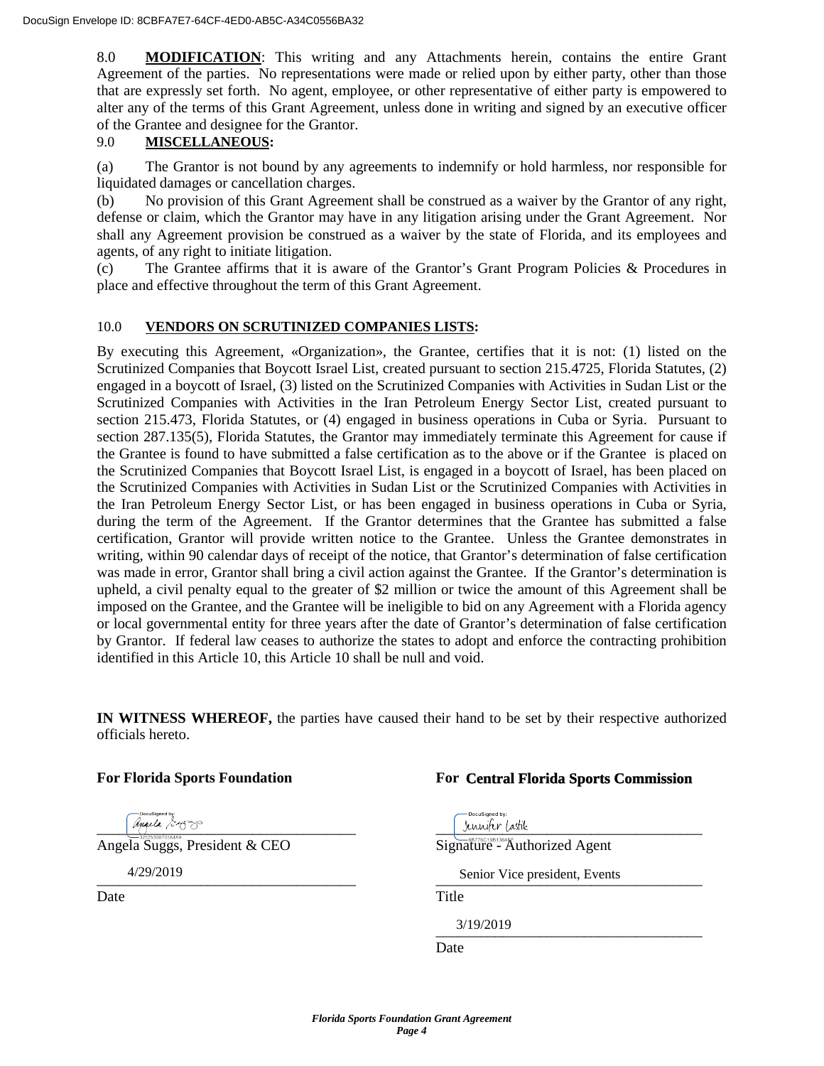8.0 **MODIFICATION**: This writing and any Attachments herein, contains the entire Grant Agreement of the parties. No representations were made or relied upon by either party, other than those that are expressly set forth. No agent, employee, or other representative of either party is empowered to alter any of the terms of this Grant Agreement, unless done in writing and signed by an executive officer of the Grantee and designee for the Grantor.

9.0 **MISCELLANEOUS:**

(a) The Grantor is not bound by any agreements to indemnify or hold harmless, nor responsible for liquidated damages or cancellation charges.

(b) No provision of this Grant Agreement shall be construed as a waiver by the Grantor of any right, defense or claim, which the Grantor may have in any litigation arising under the Grant Agreement. Nor shall any Agreement provision be construed as a waiver by the state of Florida, and its employees and agents, of any right to initiate litigation.

(c) The Grantee affirms that it is aware of the Grantor's Grant Program Policies & Procedures in place and effective throughout the term of this Grant Agreement.

10.0 **VENDORS ON SCRUTINIZED COMPANIES LISTS:**

By executing this Agreement, «Organization», the Grantee, certifies that it is not: (1) listed on the Scrutinized Companies that Boycott Israel List, created pursuant to section 215.4725, Florida Statutes, (2) engaged in a boycott of Israel, (3) listed on the Scrutinized Companies with Activities in Sudan List or the Scrutinized Companies with Activities in the Iran Petroleum Energy Sector List, created pursuant to section 215.473, Florida Statutes, or (4) engaged in business operations in Cuba or Syria. Pursuant to section 287.135(5), Florida Statutes, the Grantor may immediately terminate this Agreement for cause if the Grantee is found to have submitted a false certification as to the above or if the Grantee is placed on the Scrutinized Companies that Boycott Israel List, is engaged in a boycott of Israel, has been placed on the Scrutinized Companies with Activities in Sudan List or the Scrutinized Companies with Activities in the Iran Petroleum Energy Sector List, or has been engaged in business operations in Cuba or Syria, during the term of the Agreement. If the Grantor determines that the Grantee has submitted a false certification, Grantor will provide written notice to the Grantee. Unless the Grantee demonstrates in writing, within 90 calendar days of receipt of the notice, that Grantor's determination of false certification was made in error, Grantor shall bring a civil action against the Grantee. If the Grantor's determination is upheld, a civil penalty equal to the greater of $2 million or twice the amount of this Agreement shall be imposed on the Grantee, and the Grantee will be ineligible to bid on any Agreement with a Florida agency or local governmental entity for three years after the date of Grantor's determination of false certification by Grantor. If federal law ceases to authorize the states to adopt and enforce the contracting prohibition identified in this Article 10, this Article 10 shall be null and void.

**IN WITNESS WHEREOF,** the parties have caused their hand to be set by their respective authorized officials hereto.

**For Florida Sports Foundation**

Angela Suggs

Angela Suggs, President & CEO

4/29/2019

Date

**For Central Florida Sports Commission**

Jennifer Lastik

Signature - Authorized Agent

Senior Vice president, Events

Title

3/19/2019

Date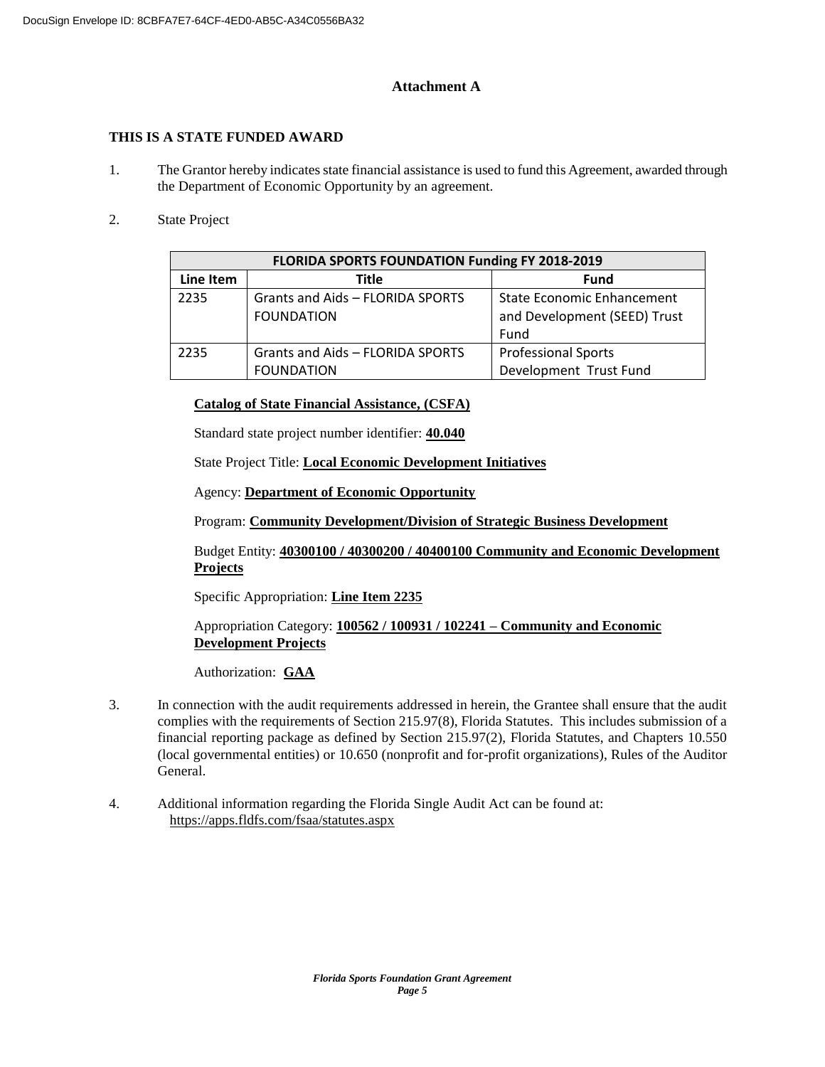# Attachment A

**THIS IS A STATE FUNDED AWARD**

1. The Grantor hereby indicates state financial assistance is used to fund this Agreement, awarded through the Department of Economic Opportunity by an agreement.

2. State Project

| FLORIDA SPORTS FOUNDATION Funding FY 2018-2019 | | |
|---|---|---|
| **Line Item** | **Title** | **Fund** |
| 2235 | Grants and Aids – FLORIDA SPORTS FOUNDATION | State Economic Enhancement and Development (SEED) Trust Fund |
| 2235 | Grants and Aids – FLORIDA SPORTS FOUNDATION | Professional Sports Development Trust Fund |

**Catalog of State Financial Assistance, (CSFA)**

Standard state project number identifier: **40.040**

State Project Title: **Local Economic Development Initiatives**

Agency: **Department of Economic Opportunity**

Program: **Community Development/Division of Strategic Business Development**

Budget Entity: **40300100 / 40300200 / 40400100 Community and Economic Development Projects**

Specific Appropriation: **Line Item 2235**

Appropriation Category: **100562 / 100931 / 102241 – Community and Economic Development Projects**

Authorization: **GAA**

3. In connection with the audit requirements addressed in herein, the Grantee shall ensure that the audit complies with the requirements of Section 215.97(8), Florida Statutes. This includes submission of a financial reporting package as defined by Section 215.97(2), Florida Statutes, and Chapters 10.550 (local governmental entities) or 10.650 (nonprofit and for-profit organizations), Rules of the Auditor General.

4. Additional information regarding the Florida Single Audit Act can be found at: https://apps.fldfs.com/fsaa/statutes.aspx